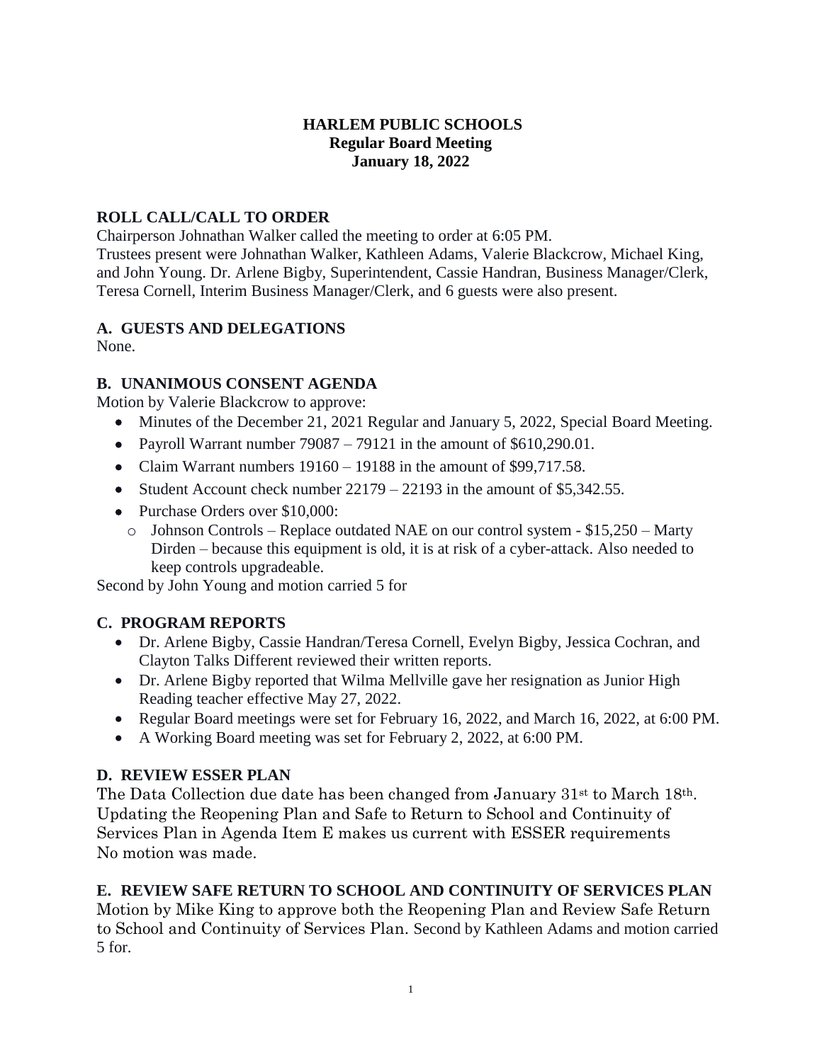# HARLEM PUBLIC SCHOOLS
## Regular Board Meeting
## January 18, 2022

### ROLL CALL/CALL TO ORDER

Chairperson Johnathan Walker called the meeting to order at 6:05 PM.
Trustees present were Johnathan Walker, Kathleen Adams, Valerie Blackcrow, Michael King, and John Young. Dr. Arlene Bigby, Superintendent, Cassie Handran, Business Manager/Clerk, Teresa Cornell, Interim Business Manager/Clerk, and 6 guests were also present.

### A. GUESTS AND DELEGATIONS

None.

### B. UNANIMOUS CONSENT AGENDA

Motion by Valerie Blackcrow to approve:

- Minutes of the December 21, 2021 Regular and January 5, 2022, Special Board Meeting.
- Payroll Warrant number 79087 – 79121 in the amount of $610,290.01.
- Claim Warrant numbers 19160 – 19188 in the amount of $99,717.58.
- Student Account check number 22179 – 22193 in the amount of $5,342.55.
- Purchase Orders over $10,000:
  - Johnson Controls – Replace outdated NAE on our control system - $15,250 – Marty Dirden – because this equipment is old, it is at risk of a cyber-attack. Also needed to keep controls upgradeable.

Second by John Young and motion carried 5 for

### C. PROGRAM REPORTS

- Dr. Arlene Bigby, Cassie Handran/Teresa Cornell, Evelyn Bigby, Jessica Cochran, and Clayton Talks Different reviewed their written reports.
- Dr. Arlene Bigby reported that Wilma Mellville gave her resignation as Junior High Reading teacher effective May 27, 2022.
- Regular Board meetings were set for February 16, 2022, and March 16, 2022, at 6:00 PM.
- A Working Board meeting was set for February 2, 2022, at 6:00 PM.

### D. REVIEW ESSER PLAN

The Data Collection due date has been changed from January 31st to March 18th. Updating the Reopening Plan and Safe to Return to School and Continuity of Services Plan in Agenda Item E makes us current with ESSER requirements
No motion was made.

### E. REVIEW SAFE RETURN TO SCHOOL AND CONTINUITY OF SERVICES PLAN

Motion by Mike King to approve both the Reopening Plan and Review Safe Return to School and Continuity of Services Plan. Second by Kathleen Adams and motion carried 5 for.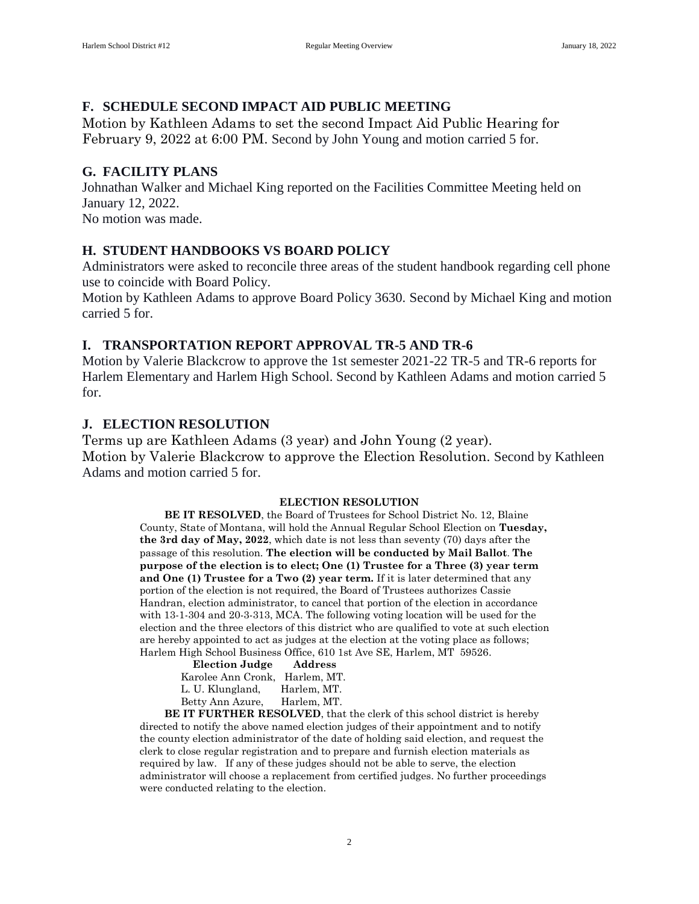## F. SCHEDULE SECOND IMPACT AID PUBLIC MEETING

Motion by Kathleen Adams to set the second Impact Aid Public Hearing for February 9, 2022 at 6:00 PM. Second by John Young and motion carried 5 for.

## G. FACILITY PLANS

Johnathan Walker and Michael King reported on the Facilities Committee Meeting held on January 12, 2022.
No motion was made.

## H. STUDENT HANDBOOKS VS BOARD POLICY

Administrators were asked to reconcile three areas of the student handbook regarding cell phone use to coincide with Board Policy.
Motion by Kathleen Adams to approve Board Policy 3630. Second by Michael King and motion carried 5 for.

## I. TRANSPORTATION REPORT APPROVAL TR-5 AND TR-6

Motion by Valerie Blackcrow to approve the 1st semester 2021-22 TR-5 and TR-6 reports for Harlem Elementary and Harlem High School. Second by Kathleen Adams and motion carried 5 for.

## J. ELECTION RESOLUTION

Terms up are Kathleen Adams (3 year) and John Young (2 year).
Motion by Valerie Blackcrow to approve the Election Resolution. Second by Kathleen Adams and motion carried 5 for.

**ELECTION RESOLUTION**

**BE IT RESOLVED**, the Board of Trustees for School District No. 12, Blaine County, State of Montana, will hold the Annual Regular School Election on **Tuesday, the 3rd day of May, 2022**, which date is not less than seventy (70) days after the passage of this resolution. **The election will be conducted by Mail Ballot**. **The purpose of the election is to elect; One (1) Trustee for a Three (3) year term and One (1) Trustee for a Two (2) year term.** If it is later determined that any portion of the election is not required, the Board of Trustees authorizes Cassie Handran, election administrator, to cancel that portion of the election in accordance with 13-1-304 and 20-3-313, MCA. The following voting location will be used for the election and the three electors of this district who are qualified to vote at such election are hereby appointed to act as judges at the election at the voting place as follows; Harlem High School Business Office, 610 1st Ave SE, Harlem, MT 59526.

| Election Judge | Address |
|---|---|
| Karolee Ann Cronk, | Harlem, MT. |
| L. U. Klungland, | Harlem, MT. |
| Betty Ann Azure, | Harlem, MT. |

**BE IT FURTHER RESOLVED**, that the clerk of this school district is hereby directed to notify the above named election judges of their appointment and to notify the county election administrator of the date of holding said election, and request the clerk to close regular registration and to prepare and furnish election materials as required by law. If any of these judges should not be able to serve, the election administrator will choose a replacement from certified judges. No further proceedings were conducted relating to the election.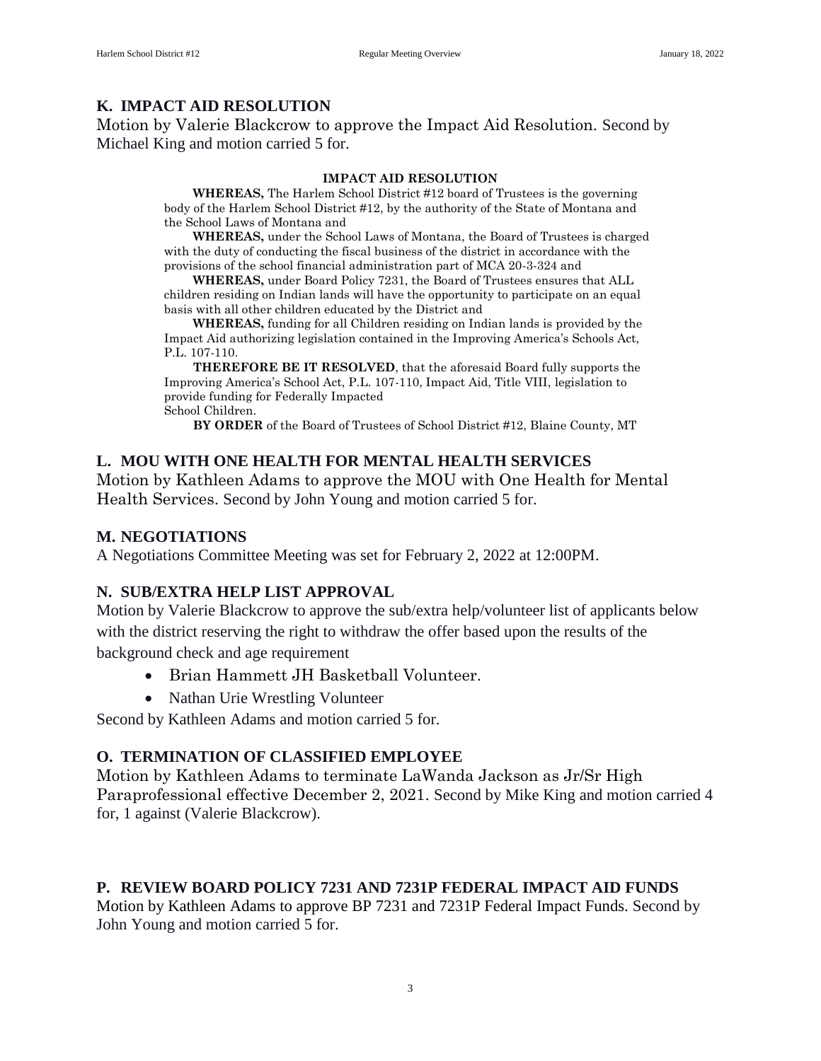## K. IMPACT AID RESOLUTION

Motion by Valerie Blackcrow to approve the Impact Aid Resolution. Second by Michael King and motion carried 5 for.

**IMPACT AID RESOLUTION**

**WHEREAS,** The Harlem School District #12 board of Trustees is the governing body of the Harlem School District #12, by the authority of the State of Montana and the School Laws of Montana and

**WHEREAS,** under the School Laws of Montana, the Board of Trustees is charged with the duty of conducting the fiscal business of the district in accordance with the provisions of the school financial administration part of MCA 20-3-324 and

**WHEREAS,** under Board Policy 7231, the Board of Trustees ensures that ALL children residing on Indian lands will have the opportunity to participate on an equal basis with all other children educated by the District and

**WHEREAS,** funding for all Children residing on Indian lands is provided by the Impact Aid authorizing legislation contained in the Improving America's Schools Act, P.L. 107-110.

**THEREFORE BE IT RESOLVED**, that the aforesaid Board fully supports the Improving America's School Act, P.L. 107-110, Impact Aid, Title VIII, legislation to provide funding for Federally Impacted
School Children.

**BY ORDER** of the Board of Trustees of School District #12, Blaine County, MT

## L. MOU WITH ONE HEALTH FOR MENTAL HEALTH SERVICES

Motion by Kathleen Adams to approve the MOU with One Health for Mental Health Services. Second by John Young and motion carried 5 for.

## M. NEGOTIATIONS

A Negotiations Committee Meeting was set for February 2, 2022 at 12:00PM.

## N. SUB/EXTRA HELP LIST APPROVAL

Motion by Valerie Blackcrow to approve the sub/extra help/volunteer list of applicants below with the district reserving the right to withdraw the offer based upon the results of the background check and age requirement

- Brian Hammett JH Basketball Volunteer.
- Nathan Urie Wrestling Volunteer

Second by Kathleen Adams and motion carried 5 for.

## O. TERMINATION OF CLASSIFIED EMPLOYEE

Motion by Kathleen Adams to terminate LaWanda Jackson as Jr/Sr High Paraprofessional effective December 2, 2021. Second by Mike King and motion carried 4 for, 1 against (Valerie Blackcrow).

## P. REVIEW BOARD POLICY 7231 AND 7231P FEDERAL IMPACT AID FUNDS

Motion by Kathleen Adams to approve BP 7231 and 7231P Federal Impact Funds. Second by John Young and motion carried 5 for.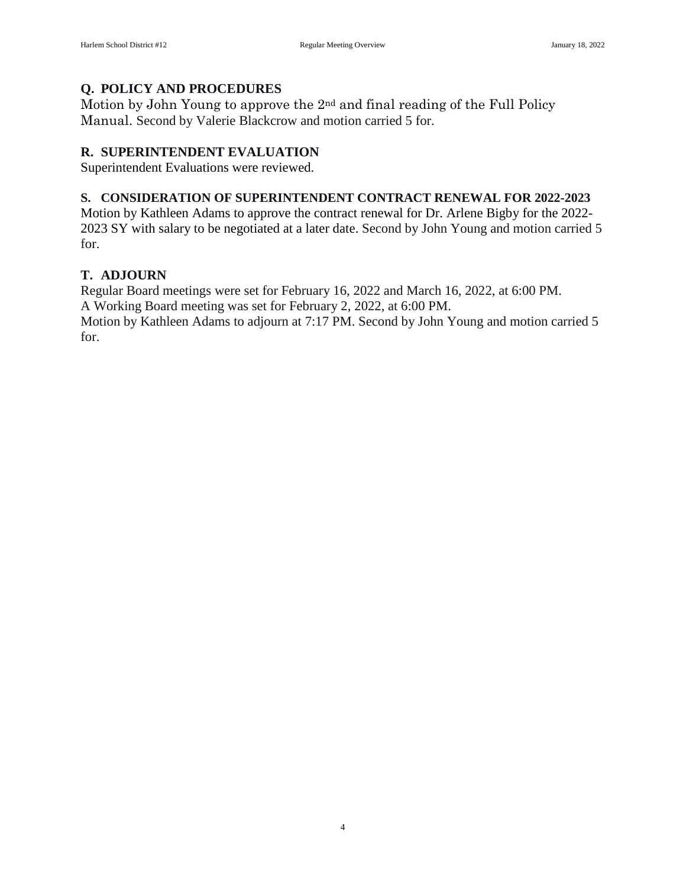## Q. POLICY AND PROCEDURES

Motion by John Young to approve the 2nd and final reading of the Full Policy Manual. Second by Valerie Blackcrow and motion carried 5 for.

## R. SUPERINTENDENT EVALUATION

Superintendent Evaluations were reviewed.

## S. CONSIDERATION OF SUPERINTENDENT CONTRACT RENEWAL FOR 2022-2023

Motion by Kathleen Adams to approve the contract renewal for Dr. Arlene Bigby for the 2022-2023 SY with salary to be negotiated at a later date. Second by John Young and motion carried 5 for.

## T. ADJOURN

Regular Board meetings were set for February 16, 2022 and March 16, 2022, at 6:00 PM.
A Working Board meeting was set for February 2, 2022, at 6:00 PM.
Motion by Kathleen Adams to adjourn at 7:17 PM. Second by John Young and motion carried 5 for.